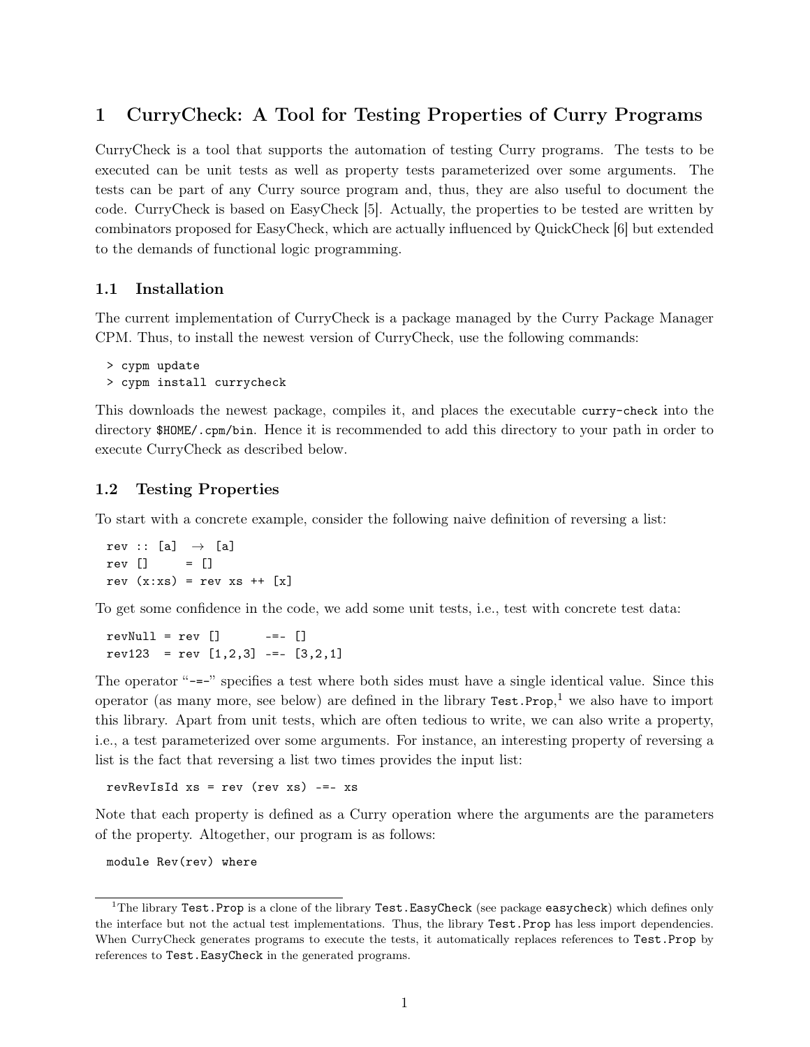# 1 CurryCheck: A Tool for Testing Properties of Curry Programs

CurryCheck is a tool that supports the automation of testing Curry programs. The tests to be executed can be unit tests as well as property tests parameterized over some arguments. The tests can be part of any Curry source program and, thus, they are also useful to document the code. CurryCheck is based on EasyCheck [5]. Actually, the properties to be tested are written by combinators proposed for EasyCheck, which are actually influenced by QuickCheck [6] but extended to the demands of functional logic programming.

## 1.1 Installation

The current implementation of CurryCheck is a package managed by the Curry Package Manager CPM. Thus, to install the newest version of CurryCheck, use the following commands:

```
> cypm update
> cypm install currycheck
```

This downloads the newest package, compiles it, and places the executable `curry-check` into the directory `$HOME/.cpm/bin`. Hence it is recommended to add this directory to your path in order to execute CurryCheck as described below.

## 1.2 Testing Properties

To start with a concrete example, consider the following naive definition of reversing a list:

```
rev :: [a]  →  [a]
rev []     = []
rev (x:xs) = rev xs ++ [x]
```

To get some confidence in the code, we add some unit tests, i.e., test with concrete test data:

```
revNull = rev []      -=- []
rev123  = rev [1,2,3] -=- [3,2,1]
```

The operator "`-=-`" specifies a test where both sides must have a single identical value. Since this operator (as many more, see below) are defined in the library `Test.Prop`,[1] we also have to import this library. Apart from unit tests, which are often tedious to write, we can also write a property, i.e., a test parameterized over some arguments. For instance, an interesting property of reversing a list is the fact that reversing a list two times provides the input list:

```
revRevIsId xs = rev (rev xs) -=- xs
```

Note that each property is defined as a Curry operation where the arguments are the parameters of the property. Altogether, our program is as follows:

```
module Rev(rev) where
```

[1] The library `Test.Prop` is a clone of the library `Test.EasyCheck` (see package `easycheck`) which defines only the interface but not the actual test implementations. Thus, the library `Test.Prop` has less import dependencies. When CurryCheck generates programs to execute the tests, it automatically replaces references to `Test.Prop` by references to `Test.EasyCheck` in the generated programs.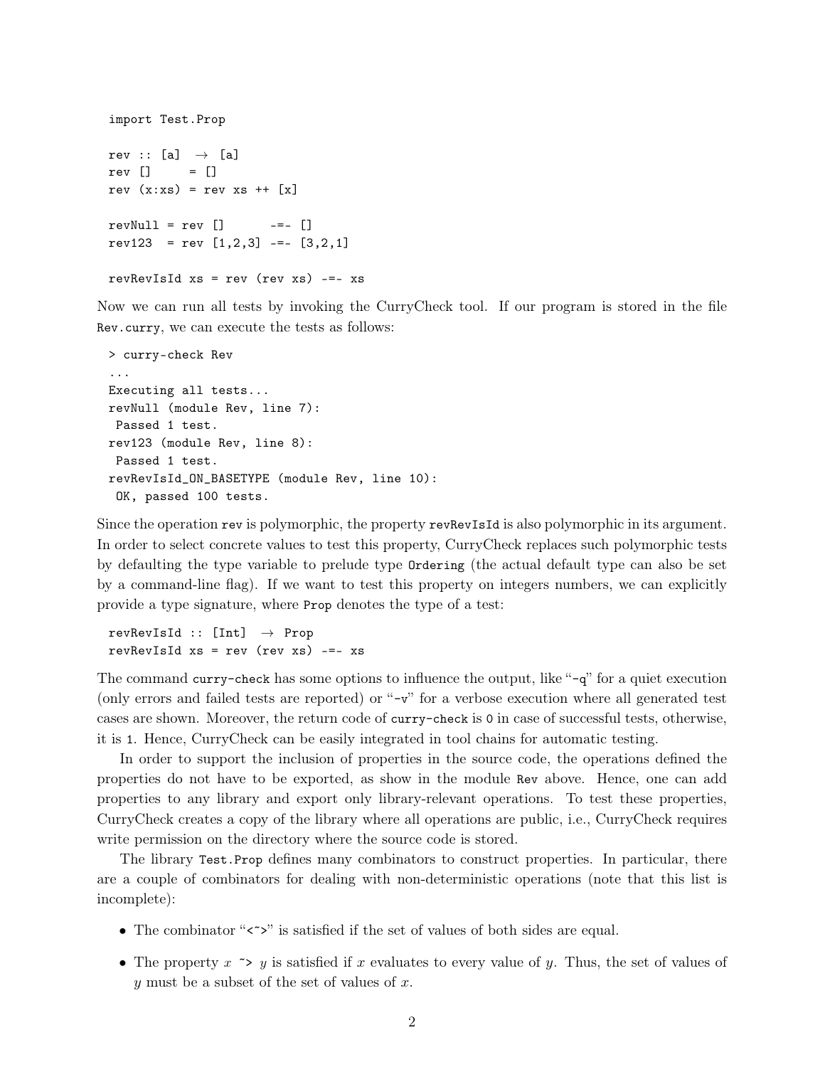```
import Test.Prop

rev :: [a] → [a]
rev []     = []
rev (x:xs) = rev xs ++ [x]

revNull = rev []      -=- []
rev123  = rev [1,2,3] -=- [3,2,1]

revRevIsId xs = rev (rev xs) -=- xs
```

Now we can run all tests by invoking the CurryCheck tool. If our program is stored in the file `Rev.curry`, we can execute the tests as follows:

```
> curry-check Rev
...
Executing all tests...
revNull (module Rev, line 7):
 Passed 1 test.
rev123 (module Rev, line 8):
 Passed 1 test.
revRevIsId_ON_BASETYPE (module Rev, line 10):
 OK, passed 100 tests.
```

Since the operation `rev` is polymorphic, the property `revRevIsId` is also polymorphic in its argument. In order to select concrete values to test this property, CurryCheck replaces such polymorphic tests by defaulting the type variable to prelude type `Ordering` (the actual default type can also be set by a command-line flag). If we want to test this property on integers numbers, we can explicitly provide a type signature, where `Prop` denotes the type of a test:

```
revRevIsId :: [Int] → Prop
revRevIsId xs = rev (rev xs) -=- xs
```

The command `curry-check` has some options to influence the output, like "`-q`" for a quiet execution (only errors and failed tests are reported) or "`-v`" for a verbose execution where all generated test cases are shown. Moreover, the return code of `curry-check` is `0` in case of successful tests, otherwise, it is `1`. Hence, CurryCheck can be easily integrated in tool chains for automatic testing.

In order to support the inclusion of properties in the source code, the operations defined the properties do not have to be exported, as show in the module `Rev` above. Hence, one can add properties to any library and export only library-relevant operations. To test these properties, CurryCheck creates a copy of the library where all operations are public, i.e., CurryCheck requires write permission on the directory where the source code is stored.

The library `Test.Prop` defines many combinators to construct properties. In particular, there are a couple of combinators for dealing with non-deterministic operations (note that this list is incomplete):

- The combinator "`<~>`" is satisfied if the set of values of both sides are equal.
- The property *x* `~>` *y* is satisfied if *x* evaluates to every value of *y*. Thus, the set of values of *y* must be a subset of the set of values of *x*.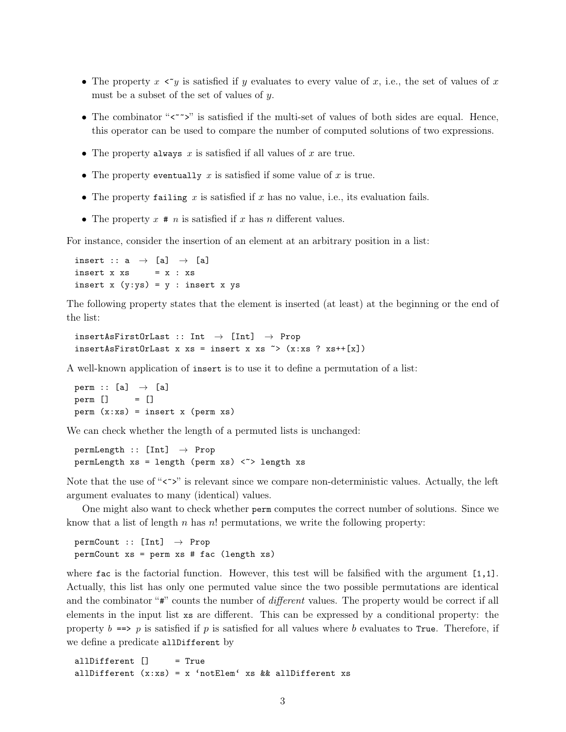- The property *x* `<~`*y* is satisfied if *y* evaluates to every value of *x*, i.e., the set of values of *x* must be a subset of the set of values of *y*.
- The combinator "`<~~>`" is satisfied if the multi-set of values of both sides are equal. Hence, this operator can be used to compare the number of computed solutions of two expressions.
- The property `always` *x* is satisfied if all values of *x* are true.
- The property `eventually` *x* is satisfied if some value of *x* is true.
- The property `failing` *x* is satisfied if *x* has no value, i.e., its evaluation fails.
- The property *x* `#` *n* is satisfied if *x* has *n* different values.

For instance, consider the insertion of an element at an arbitrary position in a list:

```
insert :: a → [a] → [a]
insert x xs     = x : xs
insert x (y:ys) = y : insert x ys
```

The following property states that the element is inserted (at least) at the beginning or the end of the list:

```
insertAsFirstOrLast :: Int → [Int] → Prop
insertAsFirstOrLast x xs = insert x xs ~> (x:xs ? xs++[x])
```

A well-known application of `insert` is to use it to define a permutation of a list:

```
perm :: [a] → [a]
perm []     = []
perm (x:xs) = insert x (perm xs)
```

We can check whether the length of a permuted lists is unchanged:

```
permLength :: [Int] → Prop
permLength xs = length (perm xs) <~> length xs
```

Note that the use of "`<~>`" is relevant since we compare non-deterministic values. Actually, the left argument evaluates to many (identical) values.

One might also want to check whether `perm` computes the correct number of solutions. Since we know that a list of length $n$ has $n!$ permutations, we write the following property:

```
permCount :: [Int] → Prop
permCount xs = perm xs # fac (length xs)
```

where `fac` is the factorial function. However, this test will be falsified with the argument `[1,1]`. Actually, this list has only one permuted value since the two possible permutations are identical and the combinator "`#`" counts the number of *different* values. The property would be correct if all elements in the input list `xs` are different. This can be expressed by a conditional property: the property *b* `==>` *p* is satisfied if *p* is satisfied for all values where *b* evaluates to `True`. Therefore, if we define a predicate `allDifferent` by

```
allDifferent []     = True
allDifferent (x:xs) = x `notElem` xs && allDifferent xs
```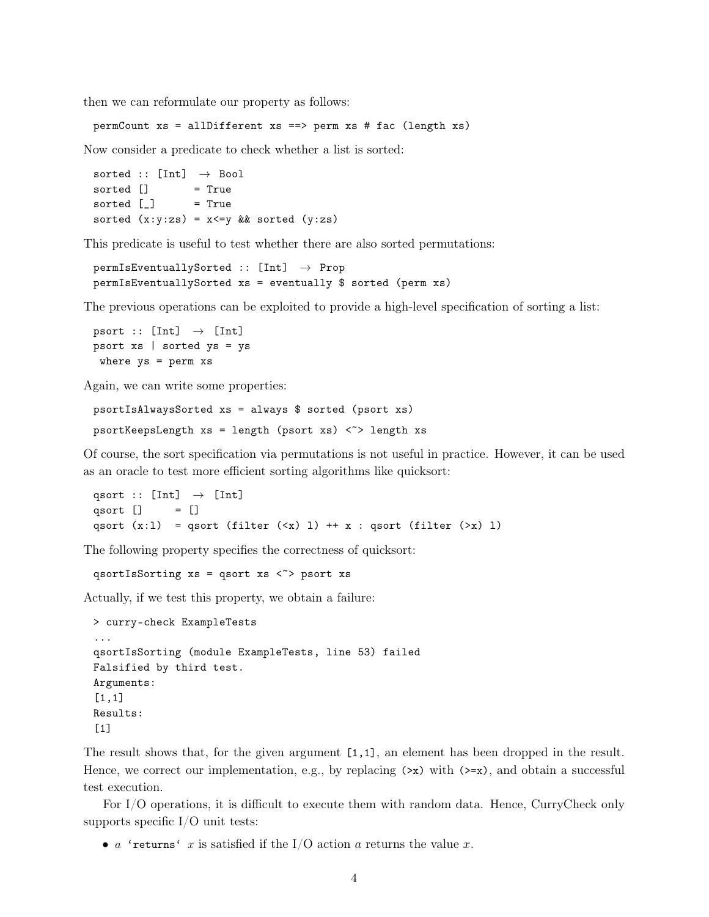then we can reformulate our property as follows:

```
permCount xs = allDifferent xs ==> perm xs # fac (length xs)
```

Now consider a predicate to check whether a list is sorted:

```
sorted :: [Int] → Bool
sorted []       = True
sorted [_]      = True
sorted (x:y:zs) = x<=y && sorted (y:zs)
```

This predicate is useful to test whether there are also sorted permutations:

```
permIsEventuallySorted :: [Int] → Prop
permIsEventuallySorted xs = eventually $ sorted (perm xs)
```

The previous operations can be exploited to provide a high-level specification of sorting a list:

```
psort :: [Int] → [Int]
psort xs | sorted ys = ys
 where ys = perm xs
```

Again, we can write some properties:

```
psortIsAlwaysSorted xs = always $ sorted (psort xs)

psortKeepsLength xs = length (psort xs) <~> length xs
```

Of course, the sort specification via permutations is not useful in practice. However, it can be used as an oracle to test more efficient sorting algorithms like quicksort:

```
qsort :: [Int] → [Int]
qsort []     = []
qsort (x:l)  = qsort (filter (<x) l) ++ x : qsort (filter (>x) l)
```

The following property specifies the correctness of quicksort:

```
qsortIsSorting xs = qsort xs <~> psort xs
```

Actually, if we test this property, we obtain a failure:

```
> curry-check ExampleTests
...
qsortIsSorting (module ExampleTests, line 53) failed
Falsified by third test.
Arguments:
[1,1]
Results:
[1]
```

The result shows that, for the given argument `[1,1]`, an element has been dropped in the result. Hence, we correct our implementation, e.g., by replacing `(>x)` with `(>=x)`, and obtain a successful test execution.

For I/O operations, it is difficult to execute them with random data. Hence, CurryCheck only supports specific I/O unit tests:

- *a* `` `returns` `` *x* is satisfied if the I/O action *a* returns the value *x*.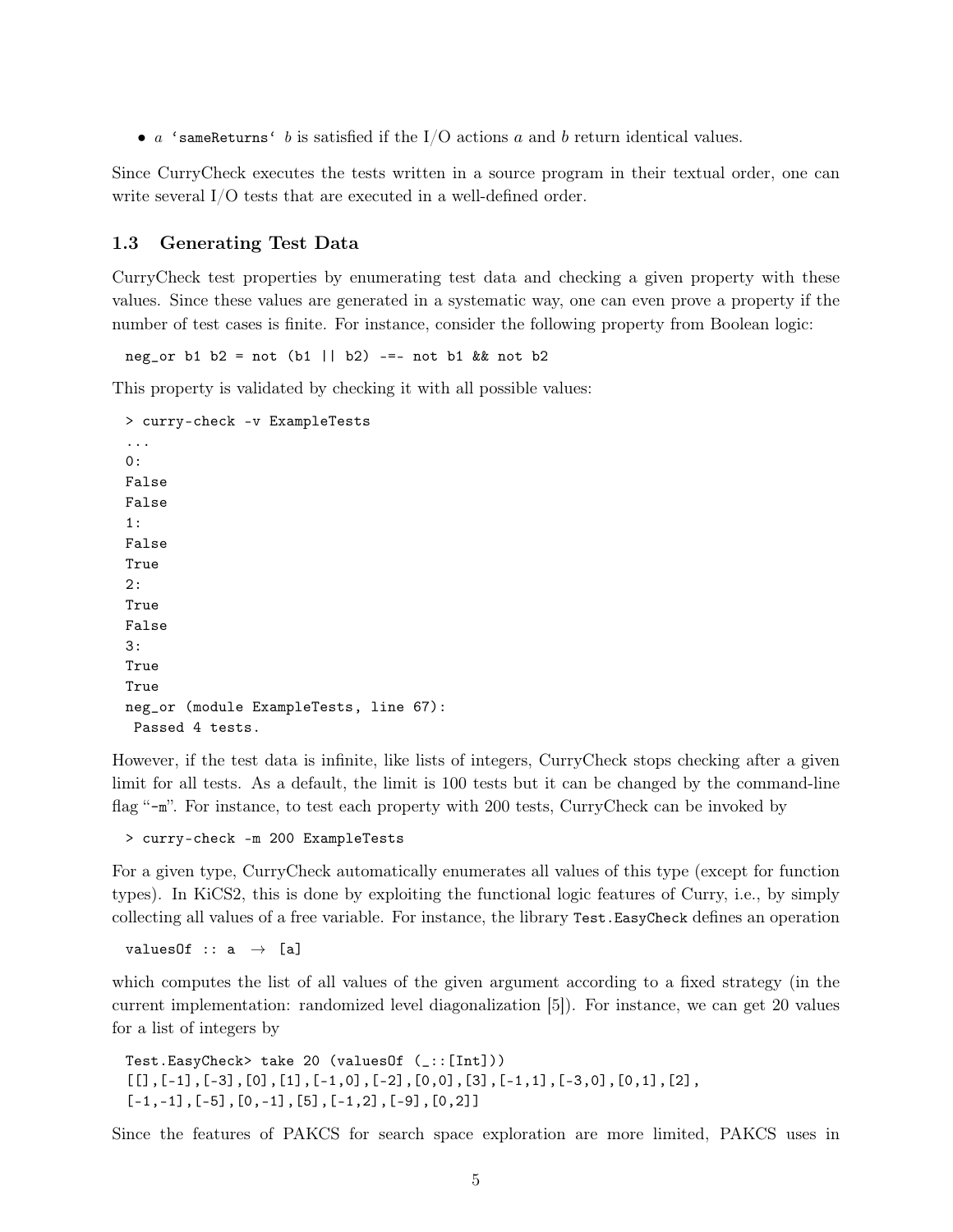- *a* `sameReturns` *b* is satisfied if the I/O actions *a* and *b* return identical values.

Since CurryCheck executes the tests written in a source program in their textual order, one can write several I/O tests that are executed in a well-defined order.

### 1.3 Generating Test Data

CurryCheck test properties by enumerating test data and checking a given property with these values. Since these values are generated in a systematic way, one can even prove a property if the number of test cases is finite. For instance, consider the following property from Boolean logic:

```
neg_or b1 b2 = not (b1 || b2) -=- not b1 && not b2
```

This property is validated by checking it with all possible values:

```
> curry-check -v ExampleTests
...
0:
False
False
1:
False
True
2:
True
False
3:
True
True
neg_or (module ExampleTests, line 67):
 Passed 4 tests.
```

However, if the test data is infinite, like lists of integers, CurryCheck stops checking after a given limit for all tests. As a default, the limit is 100 tests but it can be changed by the command-line flag "`-m`". For instance, to test each property with 200 tests, CurryCheck can be invoked by

```
> curry-check -m 200 ExampleTests
```

For a given type, CurryCheck automatically enumerates all values of this type (except for function types). In KiCS2, this is done by exploiting the functional logic features of Curry, i.e., by simply collecting all values of a free variable. For instance, the library `Test.EasyCheck` defines an operation

```
valuesOf :: a  →  [a]
```

which computes the list of all values of the given argument according to a fixed strategy (in the current implementation: randomized level diagonalization [5]). For instance, we can get 20 values for a list of integers by

```
Test.EasyCheck> take 20 (valuesOf (_::[Int]))
[[],[-1],[-3],[0],[1],[-1,0],[-2],[0,0],[3],[-1,1],[-3,0],[0,1],[2],
[-1,-1],[-5],[0,-1],[5],[-1,2],[-9],[0,2]]
```

Since the features of PAKCS for search space exploration are more limited, PAKCS uses in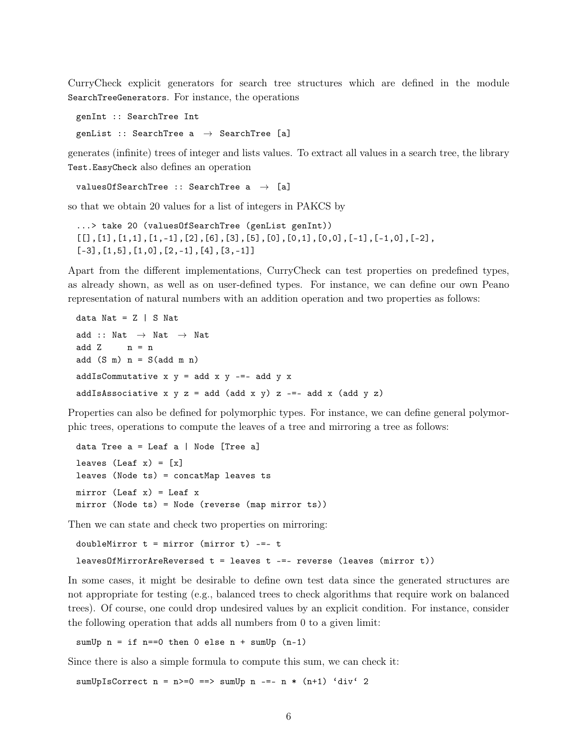CurryCheck explicit generators for search tree structures which are defined in the module `SearchTreeGenerators`. For instance, the operations

```
genInt :: SearchTree Int
```

```
genList :: SearchTree a  →  SearchTree [a]
```

generates (infinite) trees of integer and lists values. To extract all values in a search tree, the library `Test.EasyCheck` also defines an operation

```
valuesOfSearchTree :: SearchTree a  →  [a]
```

so that we obtain 20 values for a list of integers in PAKCS by

```
...> take 20 (valuesOfSearchTree (genList genInt))
[[],[1],[1,1],[1,-1],[2],[6],[3],[5],[0],[0,1],[0,0],[-1],[-1,0],[-2],
[-3],[1,5],[1,0],[2,-1],[4],[3,-1]]
```

Apart from the different implementations, CurryCheck can test properties on predefined types, as already shown, as well as on user-defined types. For instance, we can define our own Peano representation of natural numbers with an addition operation and two properties as follows:

```
data Nat = Z | S Nat

add :: Nat  →  Nat  →  Nat
add Z     n = n
add (S m) n = S(add m n)

addIsCommutative x y = add x y -=- add y x

addIsAssociative x y z = add (add x y) z -=- add x (add y z)
```

Properties can also be defined for polymorphic types. For instance, we can define general polymorphic trees, operations to compute the leaves of a tree and mirroring a tree as follows:

```
data Tree a = Leaf a | Node [Tree a]

leaves (Leaf x) = [x]
leaves (Node ts) = concatMap leaves ts

mirror (Leaf x) = Leaf x
mirror (Node ts) = Node (reverse (map mirror ts))
```

Then we can state and check two properties on mirroring:

```
doubleMirror t = mirror (mirror t) -=- t

leavesOfMirrorAreReversed t = leaves t -=- reverse (leaves (mirror t))
```

In some cases, it might be desirable to define own test data since the generated structures are not appropriate for testing (e.g., balanced trees to check algorithms that require work on balanced trees). Of course, one could drop undesired values by an explicit condition. For instance, consider the following operation that adds all numbers from 0 to a given limit:

```
sumUp n = if n==0 then 0 else n + sumUp (n-1)
```

Since there is also a simple formula to compute this sum, we can check it:

```
sumUpIsCorrect n = n>=0 ==> sumUp n -=- n * (n+1) `div` 2
```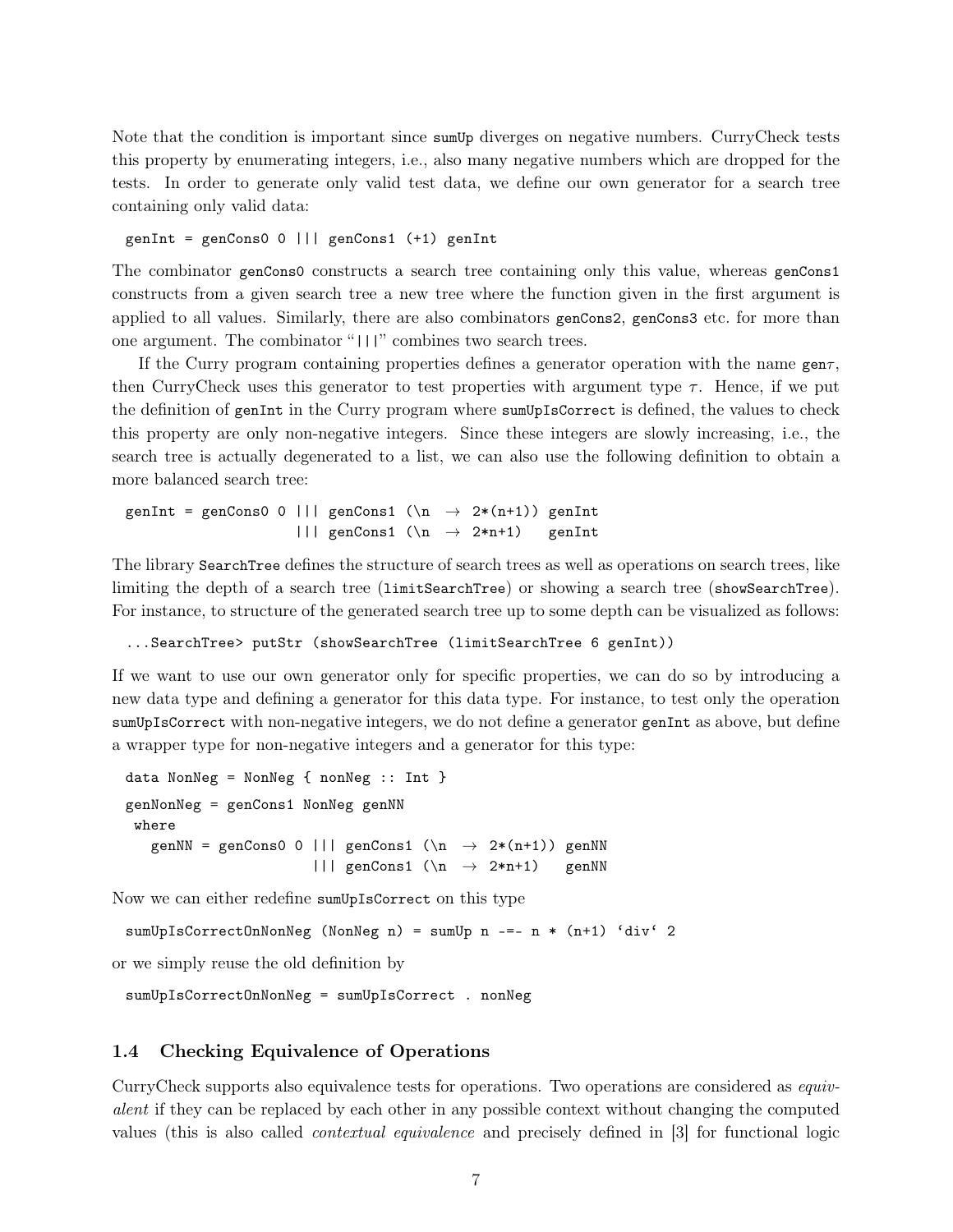Note that the condition is important since `sumUp` diverges on negative numbers. CurryCheck tests this property by enumerating integers, i.e., also many negative numbers which are dropped for the tests. In order to generate only valid test data, we define our own generator for a search tree containing only valid data:

```
genInt = genCons0 0 ||| genCons1 (+1) genInt
```

The combinator `genCons0` constructs a search tree containing only this value, whereas `genCons1` constructs from a given search tree a new tree where the function given in the first argument is applied to all values. Similarly, there are also combinators `genCons2`, `genCons3` etc. for more than one argument. The combinator "`|||`" combines two search trees.

If the Curry program containing properties defines a generator operation with the name gen$\tau$, then CurryCheck uses this generator to test properties with argument type $\tau$. Hence, if we put the definition of `genInt` in the Curry program where `sumUpIsCorrect` is defined, the values to check this property are only non-negative integers. Since these integers are slowly increasing, i.e., the search tree is actually degenerated to a list, we can also use the following definition to obtain a more balanced search tree:

```
genInt = genCons0 0 ||| genCons1 (\n → 2*(n+1)) genInt
                    ||| genCons1 (\n → 2*n+1)   genInt
```

The library `SearchTree` defines the structure of search trees as well as operations on search trees, like limiting the depth of a search tree (`limitSearchTree`) or showing a search tree (`showSearchTree`). For instance, to structure of the generated search tree up to some depth can be visualized as follows:

```
...SearchTree> putStr (showSearchTree (limitSearchTree 6 genInt))
```

If we want to use our own generator only for specific properties, we can do so by introducing a new data type and defining a generator for this data type. For instance, to test only the operation `sumUpIsCorrect` with non-negative integers, we do not define a generator `genInt` as above, but define a wrapper type for non-negative integers and a generator for this type:

```
data NonNeg = NonNeg { nonNeg :: Int }

genNonNeg = genCons1 NonNeg genNN
 where
   genNN = genCons0 0 ||| genCons1 (\n → 2*(n+1)) genNN
                      ||| genCons1 (\n → 2*n+1)   genNN
```

Now we can either redefine `sumUpIsCorrect` on this type

```
sumUpIsCorrectOnNonNeg (NonNeg n) = sumUp n -=- n * (n+1) `div` 2
```

or we simply reuse the old definition by

```
sumUpIsCorrectOnNonNeg = sumUpIsCorrect . nonNeg
```

### 1.4 Checking Equivalence of Operations

CurryCheck supports also equivalence tests for operations. Two operations are considered as *equivalent* if they can be replaced by each other in any possible context without changing the computed values (this is also called *contextual equivalence* and precisely defined in [3] for functional logic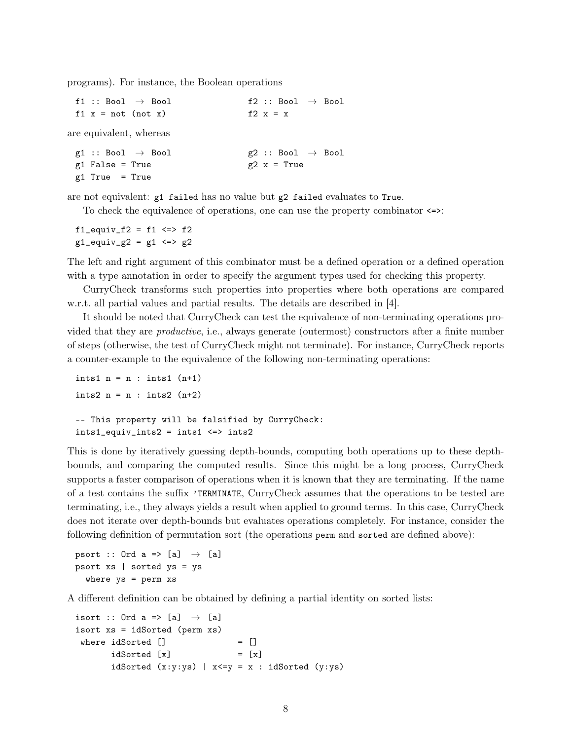programs). For instance, the Boolean operations

```
f1 :: Bool → Bool
f1 x = not (not x)
```

```
f2 :: Bool → Bool
f2 x = x
```

are equivalent, whereas

```
g1 :: Bool → Bool
g1 False = True
g1 True  = True
```

```
g2 :: Bool → Bool
g2 x = True
```

are not equivalent: `g1 failed` has no value but `g2 failed` evaluates to `True`.

To check the equivalence of operations, one can use the property combinator `<=>`:

```
f1_equiv_f2 = f1 <=> f2
g1_equiv_g2 = g1 <=> g2
```

The left and right argument of this combinator must be a defined operation or a defined operation with a type annotation in order to specify the argument types used for checking this property.

CurryCheck transforms such properties into properties where both operations are compared w.r.t. all partial values and partial results. The details are described in [4].

It should be noted that CurryCheck can test the equivalence of non-terminating operations provided that they are *productive*, i.e., always generate (outermost) constructors after a finite number of steps (otherwise, the test of CurryCheck might not terminate). For instance, CurryCheck reports a counter-example to the equivalence of the following non-terminating operations:

```
ints1 n = n : ints1 (n+1)

ints2 n = n : ints2 (n+2)

-- This property will be falsified by CurryCheck:
ints1_equiv_ints2 = ints1 <=> ints2
```

This is done by iteratively guessing depth-bounds, computing both operations up to these depth-bounds, and comparing the computed results. Since this might be a long process, CurryCheck supports a faster comparison of operations when it is known that they are terminating. If the name of a test contains the suffix `'TERMINATE`, CurryCheck assumes that the operations to be tested are terminating, i.e., they always yields a result when applied to ground terms. In this case, CurryCheck does not iterate over depth-bounds but evaluates operations completely. For instance, consider the following definition of permutation sort (the operations `perm` and `sorted` are defined above):

```
psort :: Ord a => [a] → [a]
psort xs | sorted ys = ys
  where ys = perm xs
```

A different definition can be obtained by defining a partial identity on sorted lists:

```
isort :: Ord a => [a] → [a]
isort xs = idSorted (perm xs)
 where idSorted []             = []
       idSorted [x]            = [x]
       idSorted (x:y:ys) | x<=y = x : idSorted (y:ys)
```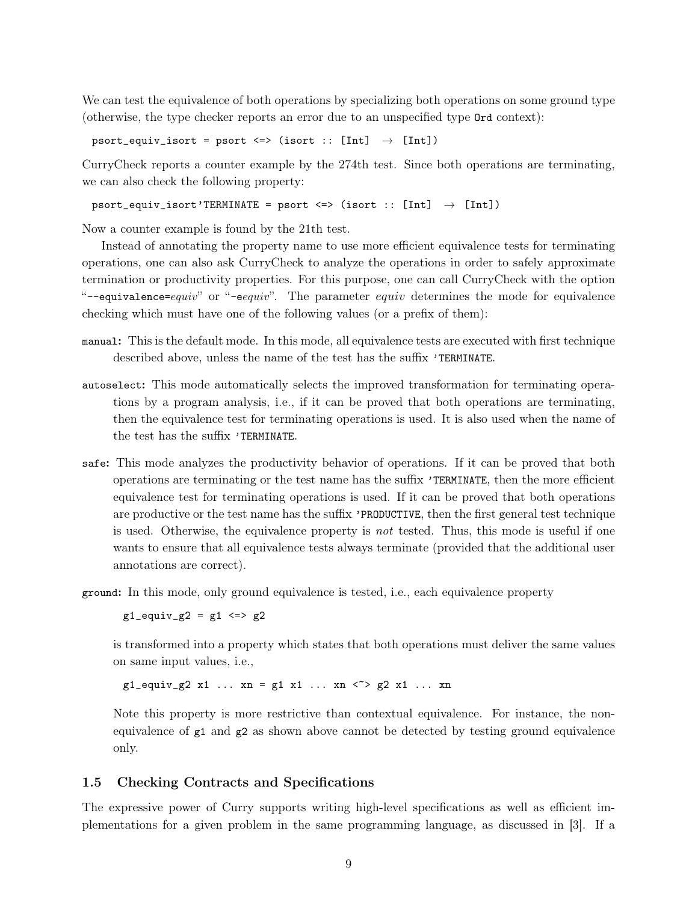We can test the equivalence of both operations by specializing both operations on some ground type (otherwise, the type checker reports an error due to an unspecified type `Ord` context):

```
psort_equiv_isort = psort <=> (isort :: [Int] → [Int])
```

CurryCheck reports a counter example by the 274th test. Since both operations are terminating, we can also check the following property:

```
psort_equiv_isort'TERMINATE = psort <=> (isort :: [Int] → [Int])
```

Now a counter example is found by the 21th test.

Instead of annotating the property name to use more efficient equivalence tests for terminating operations, one can also ask CurryCheck to analyze the operations in order to safely approximate termination or productivity properties. For this purpose, one can call CurryCheck with the option "`--equivalence=`*equiv*" or "`-e`*equiv*". The parameter *equiv* determines the mode for equivalence checking which must have one of the following values (or a prefix of them):

`manual`: This is the default mode. In this mode, all equivalence tests are executed with first technique described above, unless the name of the test has the suffix `'TERMINATE`.

`autoselect`: This mode automatically selects the improved transformation for terminating operations by a program analysis, i.e., if it can be proved that both operations are terminating, then the equivalence test for terminating operations is used. It is also used when the name of the test has the suffix `'TERMINATE`.

`safe`: This mode analyzes the productivity behavior of operations. If it can be proved that both operations are terminating or the test name has the suffix `'TERMINATE`, then the more efficient equivalence test for terminating operations is used. If it can be proved that both operations are productive or the test name has the suffix `'PRODUCTIVE`, then the first general test technique is used. Otherwise, the equivalence property is *not* tested. Thus, this mode is useful if one wants to ensure that all equivalence tests always terminate (provided that the additional user annotations are correct).

`ground`: In this mode, only ground equivalence is tested, i.e., each equivalence property

```
g1_equiv_g2 = g1 <=> g2
```

is transformed into a property which states that both operations must deliver the same values on same input values, i.e.,

```
g1_equiv_g2 x1 ... xn = g1 x1 ... xn <~> g2 x1 ... xn
```

Note this property is more restrictive than contextual equivalence. For instance, the non-equivalence of `g1` and `g2` as shown above cannot be detected by testing ground equivalence only.

### 1.5 Checking Contracts and Specifications

The expressive power of Curry supports writing high-level specifications as well as efficient implementations for a given problem in the same programming language, as discussed in [3]. If a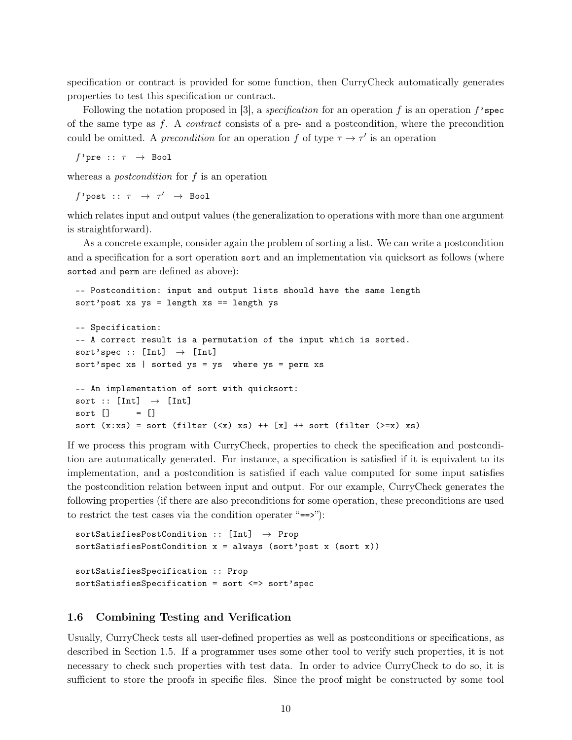specification or contract is provided for some function, then CurryCheck automatically generates properties to test this specification or contract.

Following the notation proposed in [3], a *specification* for an operation $f$ is an operation $f$'spec of the same type as $f$. A *contract* consists of a pre- and a postcondition, where the precondition could be omitted. A *precondition* for an operation $f$ of type $\tau \rightarrow \tau'$ is an operation

```
f'pre :: τ → Bool
```

whereas a *postcondition* for $f$ is an operation

```
f'post :: τ → τ' → Bool
```

which relates input and output values (the generalization to operations with more than one argument is straightforward).

As a concrete example, consider again the problem of sorting a list. We can write a postcondition and a specification for a sort operation `sort` and an implementation via quicksort as follows (where `sorted` and `perm` are defined as above):

```
-- Postcondition: input and output lists should have the same length
sort'post xs ys = length xs == length ys

-- Specification:
-- A correct result is a permutation of the input which is sorted.
sort'spec :: [Int] → [Int]
sort'spec xs | sorted ys = ys  where ys = perm xs

-- An implementation of sort with quicksort:
sort :: [Int] → [Int]
sort []     = []
sort (x:xs) = sort (filter (<x) xs) ++ [x] ++ sort (filter (>=x) xs)
```

If we process this program with CurryCheck, properties to check the specification and postcondition are automatically generated. For instance, a specification is satisfied if it is equivalent to its implementation, and a postcondition is satisfied if each value computed for some input satisfies the postcondition relation between input and output. For our example, CurryCheck generates the following properties (if there are also preconditions for some operation, these preconditions are used to restrict the test cases via the condition operater "`==>`"):

```
sortSatisfiesPostCondition :: [Int] → Prop
sortSatisfiesPostCondition x = always (sort'post x (sort x))

sortSatisfiesSpecification :: Prop
sortSatisfiesSpecification = sort <=> sort'spec
```

### 1.6 Combining Testing and Verification

Usually, CurryCheck tests all user-defined properties as well as postconditions or specifications, as described in Section 1.5. If a programmer uses some other tool to verify such properties, it is not necessary to check such properties with test data. In order to advice CurryCheck to do so, it is sufficient to store the proofs in specific files. Since the proof might be constructed by some tool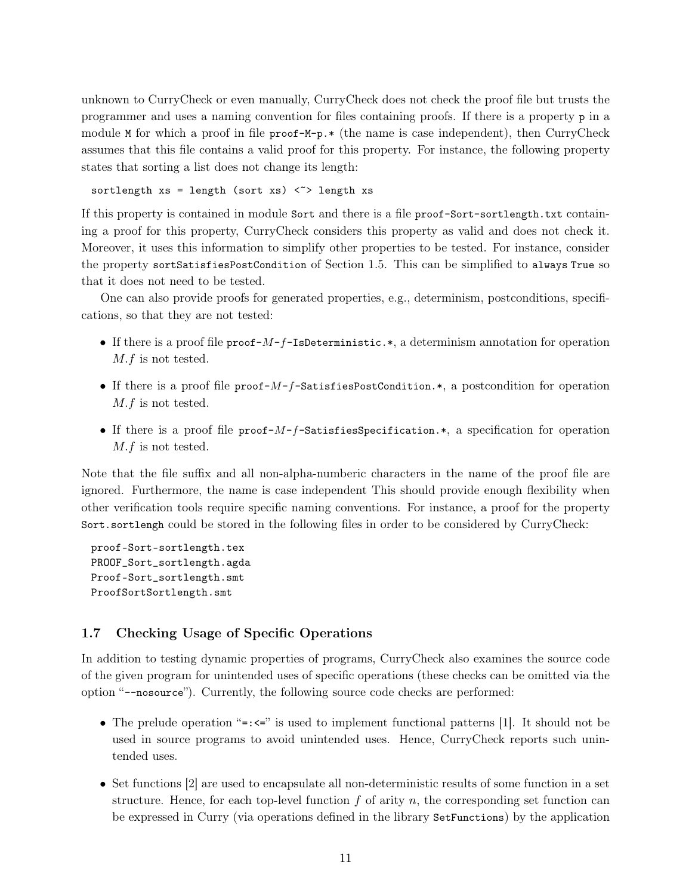unknown to CurryCheck or even manually, CurryCheck does not check the proof file but trusts the programmer and uses a naming convention for files containing proofs. If there is a property `p` in a module `M` for which a proof in file `proof-M-p.*` (the name is case independent), then CurryCheck assumes that this file contains a valid proof for this property. For instance, the following property states that sorting a list does not change its length:

```
sortlength xs = length (sort xs) <~> length xs
```

If this property is contained in module `Sort` and there is a file `proof-Sort-sortlength.txt` containing a proof for this property, CurryCheck considers this property as valid and does not check it. Moreover, it uses this information to simplify other properties to be tested. For instance, consider the property `sortSatisfiesPostCondition` of Section 1.5. This can be simplified to `always True` so that it does not need to be tested.

One can also provide proofs for generated properties, e.g., determinism, postconditions, specifications, so that they are not tested:

- If there is a proof file `proof-`*M*`-`*f*`-IsDeterministic.*`, a determinism annotation for operation *M.f* is not tested.
- If there is a proof file `proof-`*M*`-`*f*`-SatisfiesPostCondition.*`, a postcondition for operation *M.f* is not tested.
- If there is a proof file `proof-`*M*`-`*f*`-SatisfiesSpecification.*`, a specification for operation *M.f* is not tested.

Note that the file suffix and all non-alpha-numberic characters in the name of the proof file are ignored. Furthermore, the name is case independent This should provide enough flexibility when other verification tools require specific naming conventions. For instance, a proof for the property `Sort.sortlengh` could be stored in the following files in order to be considered by CurryCheck:

```
proof-Sort-sortlength.tex
PROOF_Sort_sortlength.agda
Proof-Sort_sortlength.smt
ProofSortSortlength.smt
```

### 1.7 Checking Usage of Specific Operations

In addition to testing dynamic properties of programs, CurryCheck also examines the source code of the given program for unintended uses of specific operations (these checks can be omitted via the option "`--nosource`"). Currently, the following source code checks are performed:

- The prelude operation "`=:<=`" is used to implement functional patterns [1]. It should not be used in source programs to avoid unintended uses. Hence, CurryCheck reports such unintended uses.
- Set functions [2] are used to encapsulate all non-deterministic results of some function in a set structure. Hence, for each top-level function $f$ of arity $n$, the corresponding set function can be expressed in Curry (via operations defined in the library `SetFunctions`) by the application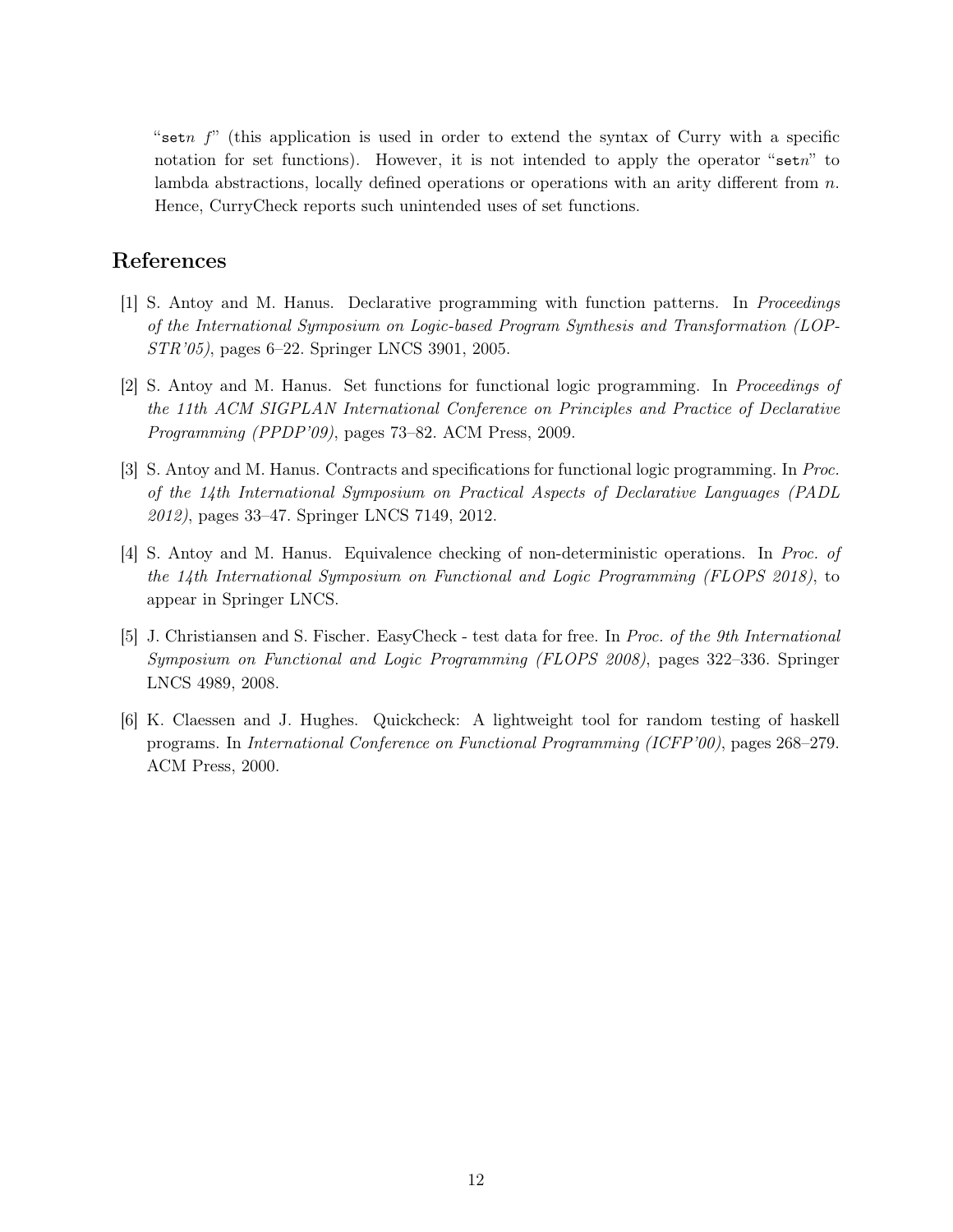"`set`$n$ $f$" (this application is used in order to extend the syntax of Curry with a specific notation for set functions). However, it is not intended to apply the operator "`set`$n$" to lambda abstractions, locally defined operations or operations with an arity different from $n$. Hence, CurryCheck reports such unintended uses of set functions.

## References

[1] S. Antoy and M. Hanus. Declarative programming with function patterns. In *Proceedings of the International Symposium on Logic-based Program Synthesis and Transformation (LOPSTR'05)*, pages 6–22. Springer LNCS 3901, 2005.

[2] S. Antoy and M. Hanus. Set functions for functional logic programming. In *Proceedings of the 11th ACM SIGPLAN International Conference on Principles and Practice of Declarative Programming (PPDP'09)*, pages 73–82. ACM Press, 2009.

[3] S. Antoy and M. Hanus. Contracts and specifications for functional logic programming. In *Proc. of the 14th International Symposium on Practical Aspects of Declarative Languages (PADL 2012)*, pages 33–47. Springer LNCS 7149, 2012.

[4] S. Antoy and M. Hanus. Equivalence checking of non-deterministic operations. In *Proc. of the 14th International Symposium on Functional and Logic Programming (FLOPS 2018)*, to appear in Springer LNCS.

[5] J. Christiansen and S. Fischer. EasyCheck - test data for free. In *Proc. of the 9th International Symposium on Functional and Logic Programming (FLOPS 2008)*, pages 322–336. Springer LNCS 4989, 2008.

[6] K. Claessen and J. Hughes. Quickcheck: A lightweight tool for random testing of haskell programs. In *International Conference on Functional Programming (ICFP'00)*, pages 268–279. ACM Press, 2000.